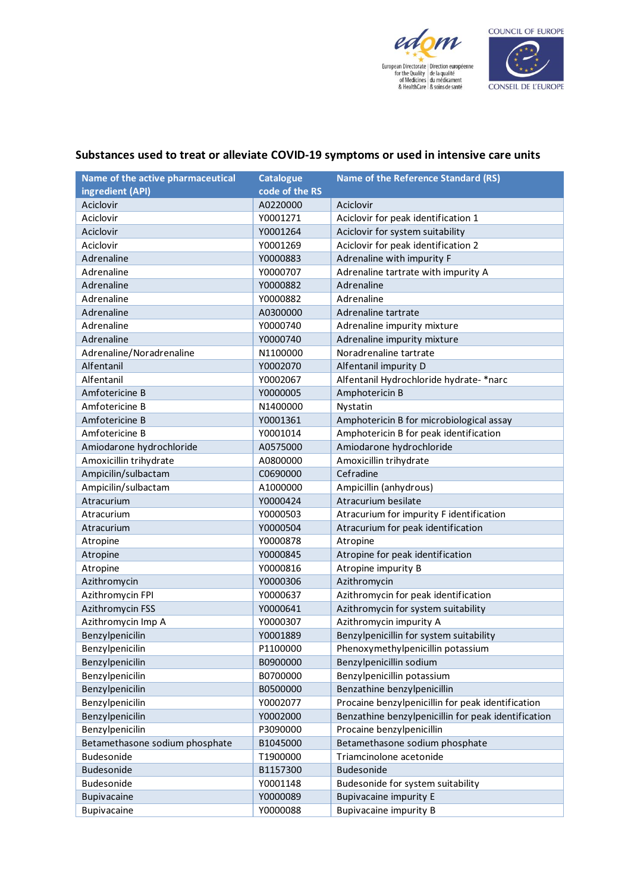## Substances used to treat or alleviate COVID-19 symptoms or used in intensive care units

| Name of the active pharmaceutical ingredient (API) | Catalogue code of the RS | Name of the Reference Standard (RS) |
|---|---|---|
| Aciclovir | A0220000 | Aciclovir |
| Aciclovir | Y0001271 | Aciclovir for peak identification 1 |
| Aciclovir | Y0001264 | Aciclovir for system suitability |
| Aciclovir | Y0001269 | Aciclovir for peak identification 2 |
| Adrenaline | Y0000883 | Adrenaline with impurity F |
| Adrenaline | Y0000707 | Adrenaline tartrate with impurity A |
| Adrenaline | Y0000882 | Adrenaline |
| Adrenaline | Y0000882 | Adrenaline |
| Adrenaline | A0300000 | Adrenaline tartrate |
| Adrenaline | Y0000740 | Adrenaline impurity mixture |
| Adrenaline | Y0000740 | Adrenaline impurity mixture |
| Adrenaline/Noradrenaline | N1100000 | Noradrenaline tartrate |
| Alfentanil | Y0002070 | Alfentanil impurity D |
| Alfentanil | Y0002067 | Alfentanil Hydrochloride hydrate- *narc |
| Amfotericine B | Y0000005 | Amphotericin B |
| Amfotericine B | N1400000 | Nystatin |
| Amfotericine B | Y0001361 | Amphotericin B for microbiological assay |
| Amfotericine B | Y0001014 | Amphotericin B for peak identification |
| Amiodarone hydrochloride | A0575000 | Amiodarone hydrochloride |
| Amoxicillin trihydrate | A0800000 | Amoxicillin trihydrate |
| Ampicilin/sulbactam | C0690000 | Cefradine |
| Ampicilin/sulbactam | A1000000 | Ampicillin (anhydrous) |
| Atracurium | Y0000424 | Atracurium besilate |
| Atracurium | Y0000503 | Atracurium for impurity F identification |
| Atracurium | Y0000504 | Atracurium for peak identification |
| Atropine | Y0000878 | Atropine |
| Atropine | Y0000845 | Atropine for peak identification |
| Atropine | Y0000816 | Atropine impurity B |
| Azithromycin | Y0000306 | Azithromycin |
| Azithromycin FPI | Y0000637 | Azithromycin for peak identification |
| Azithromycin FSS | Y0000641 | Azithromycin for system suitability |
| Azithromycin Imp A | Y0000307 | Azithromycin impurity A |
| Benzylpenicilin | Y0001889 | Benzylpenicillin for system suitability |
| Benzylpenicilin | P1100000 | Phenoxymethylpenicillin potassium |
| Benzylpenicilin | B0900000 | Benzylpenicillin sodium |
| Benzylpenicilin | B0700000 | Benzylpenicillin potassium |
| Benzylpenicilin | B0500000 | Benzathine benzylpenicillin |
| Benzylpenicilin | Y0002077 | Procaine benzylpenicillin for peak identification |
| Benzylpenicilin | Y0002000 | Benzathine benzylpenicillin for peak identification |
| Benzylpenicilin | P3090000 | Procaine benzylpenicillin |
| Betamethasone sodium phosphate | B1045000 | Betamethasone sodium phosphate |
| Budesonide | T1900000 | Triamcinolone acetonide |
| Budesonide | B1157300 | Budesonide |
| Budesonide | Y0001148 | Budesonide for system suitability |
| Bupivacaine | Y0000089 | Bupivacaine impurity E |
| Bupivacaine | Y0000088 | Bupivacaine impurity B |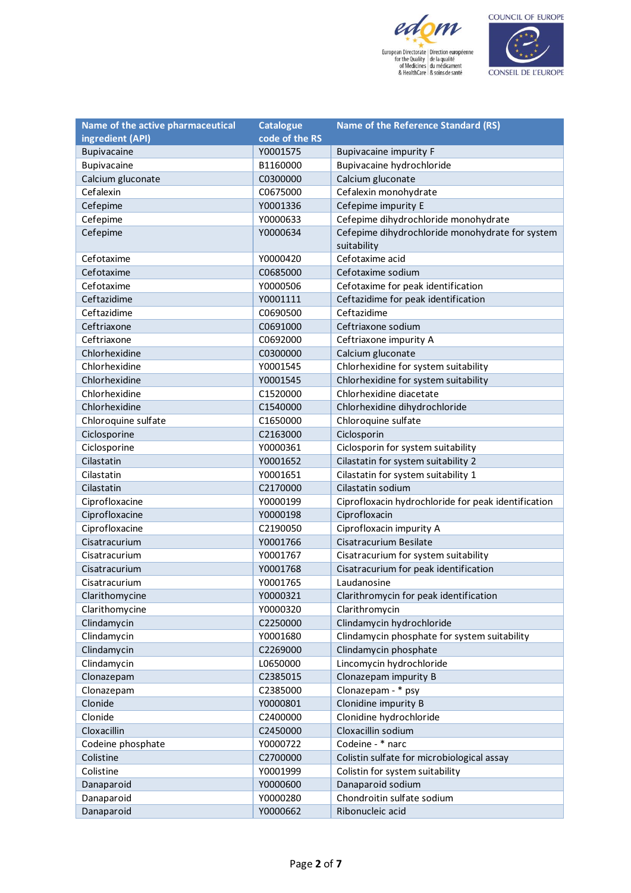| Name of the active pharmaceutical ingredient (API) | Catalogue code of the RS | Name of the Reference Standard (RS) |
|---|---|---|
| Bupivacaine | Y0001575 | Bupivacaine impurity F |
| Bupivacaine | B1160000 | Bupivacaine hydrochloride |
| Calcium gluconate | C0300000 | Calcium gluconate |
| Cefalexin | C0675000 | Cefalexin monohydrate |
| Cefepime | Y0001336 | Cefepime impurity E |
| Cefepime | Y0000633 | Cefepime dihydrochloride monohydrate |
| Cefepime | Y0000634 | Cefepime dihydrochloride monohydrate for system suitability |
| Cefotaxime | Y0000420 | Cefotaxime acid |
| Cefotaxime | C0685000 | Cefotaxime sodium |
| Cefotaxime | Y0000506 | Cefotaxime for peak identification |
| Ceftazidime | Y0001111 | Ceftazidime for peak identification |
| Ceftazidime | C0690500 | Ceftazidime |
| Ceftriaxone | C0691000 | Ceftriaxone sodium |
| Ceftriaxone | C0692000 | Ceftriaxone impurity A |
| Chlorhexidine | C0300000 | Calcium gluconate |
| Chlorhexidine | Y0001545 | Chlorhexidine for system suitability |
| Chlorhexidine | Y0001545 | Chlorhexidine for system suitability |
| Chlorhexidine | C1520000 | Chlorhexidine diacetate |
| Chlorhexidine | C1540000 | Chlorhexidine dihydrochloride |
| Chloroquine sulfate | C1650000 | Chloroquine sulfate |
| Ciclosporine | C2163000 | Ciclosporin |
| Ciclosporine | Y0000361 | Ciclosporin for system suitability |
| Cilastatin | Y0001652 | Cilastatin for system suitability 2 |
| Cilastatin | Y0001651 | Cilastatin for system suitability 1 |
| Cilastatin | C2170000 | Cilastatin sodium |
| Ciprofloxacine | Y0000199 | Ciprofloxacin hydrochloride for peak identification |
| Ciprofloxacine | Y0000198 | Ciprofloxacin |
| Ciprofloxacine | C2190050 | Ciprofloxacin impurity A |
| Cisatracurium | Y0001766 | Cisatracurium Besilate |
| Cisatracurium | Y0001767 | Cisatracurium for system suitability |
| Cisatracurium | Y0001768 | Cisatracurium for peak identification |
| Cisatracurium | Y0001765 | Laudanosine |
| Clarithomycine | Y0000321 | Clarithromycin for peak identification |
| Clarithomycine | Y0000320 | Clarithromycin |
| Clindamycin | C2250000 | Clindamycin hydrochloride |
| Clindamycin | Y0001680 | Clindamycin phosphate for system suitability |
| Clindamycin | C2269000 | Clindamycin phosphate |
| Clindamycin | L0650000 | Lincomycin hydrochloride |
| Clonazepam | C2385015 | Clonazepam impurity B |
| Clonazepam | C2385000 | Clonazepam - * psy |
| Clonide | Y0000801 | Clonidine impurity B |
| Clonide | C2400000 | Clonidine hydrochloride |
| Cloxacillin | C2450000 | Cloxacillin sodium |
| Codeine phosphate | Y0000722 | Codeine - * narc |
| Colistine | C2700000 | Colistin sulfate for microbiological assay |
| Colistine | Y0001999 | Colistin for system suitability |
| Danaparoid | Y0000600 | Danaparoid sodium |
| Danaparoid | Y0000280 | Chondroitin sulfate sodium |
| Danaparoid | Y0000662 | Ribonucleic acid |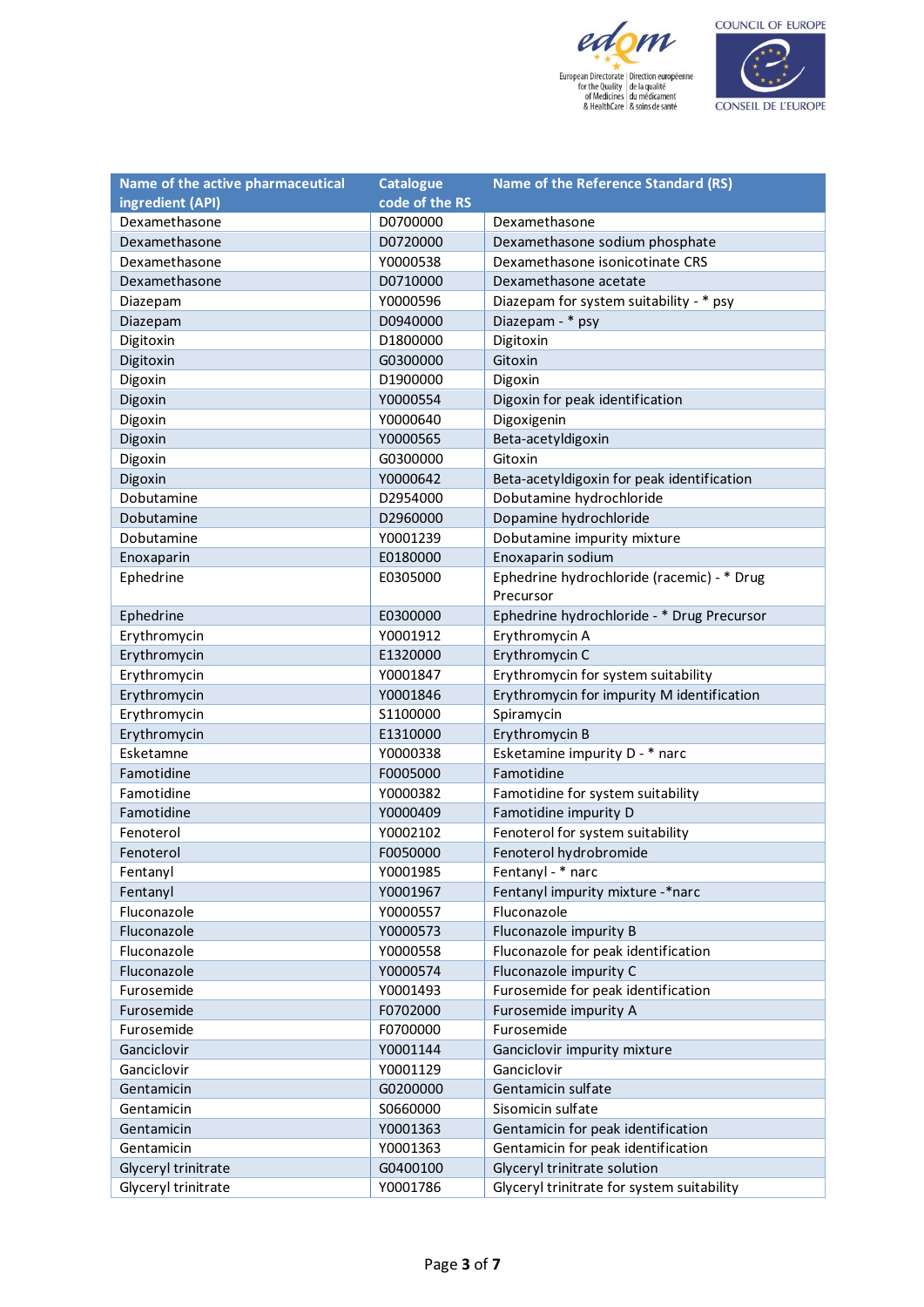| Name of the active pharmaceutical ingredient (API) | Catalogue code of the RS | Name of the Reference Standard (RS) |
|---|---|---|
| Dexamethasone | D0700000 | Dexamethasone |
| Dexamethasone | D0720000 | Dexamethasone sodium phosphate |
| Dexamethasone | Y0000538 | Dexamethasone isonicotinate CRS |
| Dexamethasone | D0710000 | Dexamethasone acetate |
| Diazepam | Y0000596 | Diazepam for system suitability - * psy |
| Diazepam | D0940000 | Diazepam - * psy |
| Digitoxin | D1800000 | Digitoxin |
| Digitoxin | G0300000 | Gitoxin |
| Digoxin | D1900000 | Digoxin |
| Digoxin | Y0000554 | Digoxin for peak identification |
| Digoxin | Y0000640 | Digoxigenin |
| Digoxin | Y0000565 | Beta-acetyldigoxin |
| Digoxin | G0300000 | Gitoxin |
| Digoxin | Y0000642 | Beta-acetyldigoxin for peak identification |
| Dobutamine | D2954000 | Dobutamine hydrochloride |
| Dobutamine | D2960000 | Dopamine hydrochloride |
| Dobutamine | Y0001239 | Dobutamine impurity mixture |
| Enoxaparin | E0180000 | Enoxaparin sodium |
| Ephedrine | E0305000 | Ephedrine hydrochloride (racemic) - * Drug Precursor |
| Ephedrine | E0300000 | Ephedrine hydrochloride - * Drug Precursor |
| Erythromycin | Y0001912 | Erythromycin A |
| Erythromycin | E1320000 | Erythromycin C |
| Erythromycin | Y0001847 | Erythromycin for system suitability |
| Erythromycin | Y0001846 | Erythromycin for impurity M identification |
| Erythromycin | S1100000 | Spiramycin |
| Erythromycin | E1310000 | Erythromycin B |
| Esketamne | Y0000338 | Esketamine impurity D - * narc |
| Famotidine | F0005000 | Famotidine |
| Famotidine | Y0000382 | Famotidine for system suitability |
| Famotidine | Y0000409 | Famotidine impurity D |
| Fenoterol | Y0002102 | Fenoterol for system suitability |
| Fenoterol | F0050000 | Fenoterol hydrobromide |
| Fentanyl | Y0001985 | Fentanyl - * narc |
| Fentanyl | Y0001967 | Fentanyl impurity mixture -*narc |
| Fluconazole | Y0000557 | Fluconazole |
| Fluconazole | Y0000573 | Fluconazole impurity B |
| Fluconazole | Y0000558 | Fluconazole for peak identification |
| Fluconazole | Y0000574 | Fluconazole impurity C |
| Furosemide | Y0001493 | Furosemide for peak identification |
| Furosemide | F0702000 | Furosemide impurity A |
| Furosemide | F0700000 | Furosemide |
| Ganciclovir | Y0001144 | Ganciclovir impurity mixture |
| Ganciclovir | Y0001129 | Ganciclovir |
| Gentamicin | G0200000 | Gentamicin sulfate |
| Gentamicin | S0660000 | Sisomicin sulfate |
| Gentamicin | Y0001363 | Gentamicin for peak identification |
| Gentamicin | Y0001363 | Gentamicin for peak identification |
| Glyceryl trinitrate | G0400100 | Glyceryl trinitrate solution |
| Glyceryl trinitrate | Y0001786 | Glyceryl trinitrate for system suitability |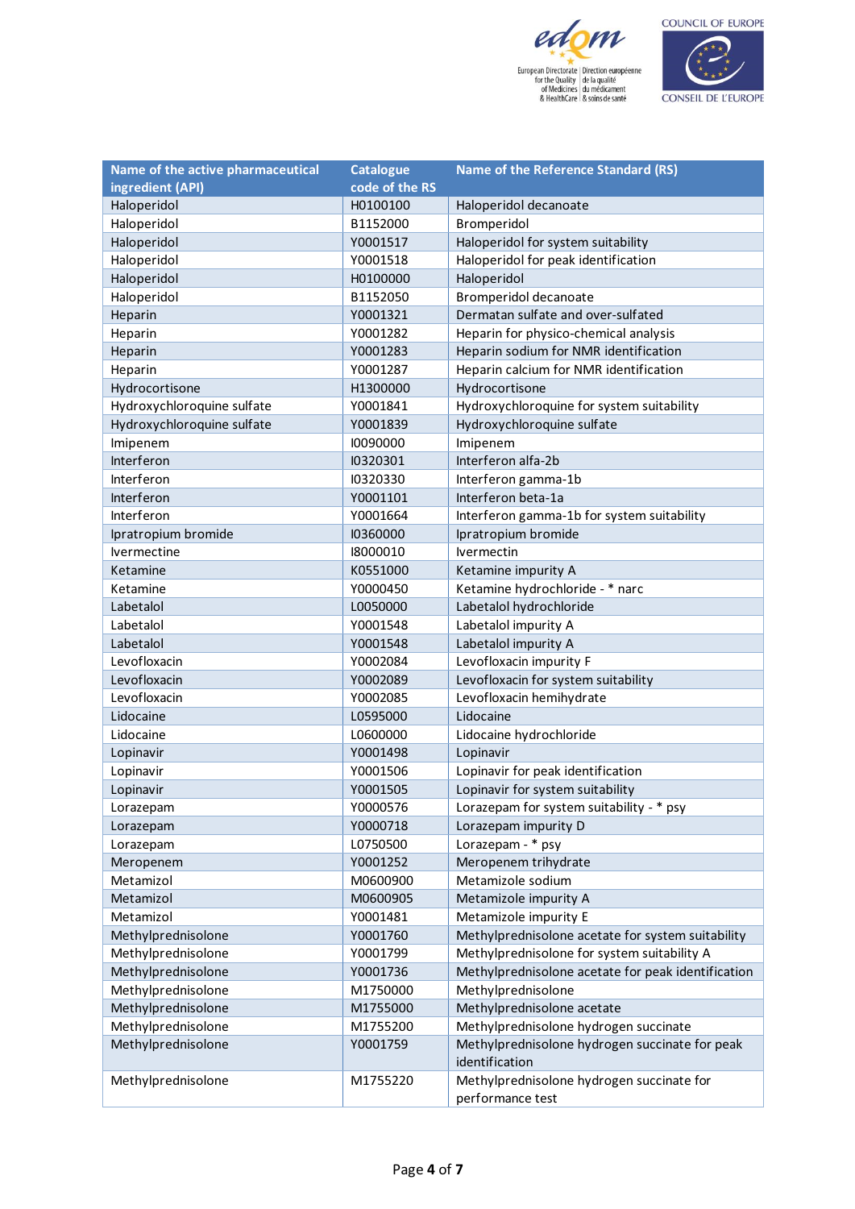| Name of the active pharmaceutical ingredient (API) | Catalogue code of the RS | Name of the Reference Standard (RS) |
|---|---|---|
| Haloperidol | H0100100 | Haloperidol decanoate |
| Haloperidol | B1152000 | Bromperidol |
| Haloperidol | Y0001517 | Haloperidol for system suitability |
| Haloperidol | Y0001518 | Haloperidol for peak identification |
| Haloperidol | H0100000 | Haloperidol |
| Haloperidol | B1152050 | Bromperidol decanoate |
| Heparin | Y0001321 | Dermatan sulfate and over-sulfated |
| Heparin | Y0001282 | Heparin for physico-chemical analysis |
| Heparin | Y0001283 | Heparin sodium for NMR identification |
| Heparin | Y0001287 | Heparin calcium for NMR identification |
| Hydrocortisone | H1300000 | Hydrocortisone |
| Hydroxychloroquine sulfate | Y0001841 | Hydroxychloroquine for system suitability |
| Hydroxychloroquine sulfate | Y0001839 | Hydroxychloroquine sulfate |
| Imipenem | I0090000 | Imipenem |
| Interferon | I0320301 | Interferon alfa-2b |
| Interferon | I0320330 | Interferon gamma-1b |
| Interferon | Y0001101 | Interferon beta-1a |
| Interferon | Y0001664 | Interferon gamma-1b for system suitability |
| Ipratropium bromide | I0360000 | Ipratropium bromide |
| Ivermectine | I8000010 | Ivermectin |
| Ketamine | K0551000 | Ketamine impurity A |
| Ketamine | Y0000450 | Ketamine hydrochloride - * narc |
| Labetalol | L0050000 | Labetalol hydrochloride |
| Labetalol | Y0001548 | Labetalol impurity A |
| Labetalol | Y0001548 | Labetalol impurity A |
| Levofloxacin | Y0002084 | Levofloxacin impurity F |
| Levofloxacin | Y0002089 | Levofloxacin for system suitability |
| Levofloxacin | Y0002085 | Levofloxacin hemihydrate |
| Lidocaine | L0595000 | Lidocaine |
| Lidocaine | L0600000 | Lidocaine hydrochloride |
| Lopinavir | Y0001498 | Lopinavir |
| Lopinavir | Y0001506 | Lopinavir for peak identification |
| Lopinavir | Y0001505 | Lopinavir for system suitability |
| Lorazepam | Y0000576 | Lorazepam for system suitability - * psy |
| Lorazepam | Y0000718 | Lorazepam impurity D |
| Lorazepam | L0750500 | Lorazepam - * psy |
| Meropenem | Y0001252 | Meropenem trihydrate |
| Metamizol | M0600900 | Metamizole sodium |
| Metamizol | M0600905 | Metamizole impurity A |
| Metamizol | Y0001481 | Metamizole impurity E |
| Methylprednisolone | Y0001760 | Methylprednisolone acetate for system suitability |
| Methylprednisolone | Y0001799 | Methylprednisolone for system suitability A |
| Methylprednisolone | Y0001736 | Methylprednisolone acetate for peak identification |
| Methylprednisolone | M1750000 | Methylprednisolone |
| Methylprednisolone | M1755000 | Methylprednisolone acetate |
| Methylprednisolone | M1755200 | Methylprednisolone hydrogen succinate |
| Methylprednisolone | Y0001759 | Methylprednisolone hydrogen succinate for peak identification |
| Methylprednisolone | M1755220 | Methylprednisolone hydrogen succinate for performance test |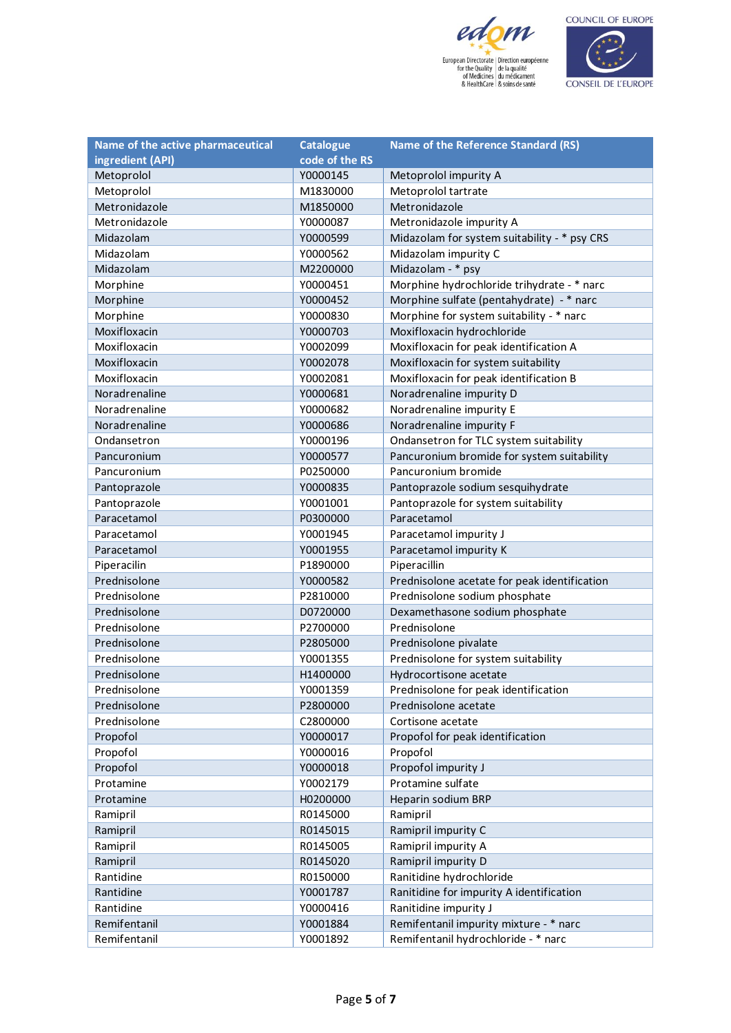| Name of the active pharmaceutical ingredient (API) | Catalogue code of the RS | Name of the Reference Standard (RS) |
|---|---|---|
| Metoprolol | Y0000145 | Metoprolol impurity A |
| Metoprolol | M1830000 | Metoprolol tartrate |
| Metronidazole | M1850000 | Metronidazole |
| Metronidazole | Y0000087 | Metronidazole impurity A |
| Midazolam | Y0000599 | Midazolam for system suitability - * psy CRS |
| Midazolam | Y0000562 | Midazolam impurity C |
| Midazolam | M2200000 | Midazolam - * psy |
| Morphine | Y0000451 | Morphine hydrochloride trihydrate - * narc |
| Morphine | Y0000452 | Morphine sulfate (pentahydrate) - * narc |
| Morphine | Y0000830 | Morphine for system suitability - * narc |
| Moxifloxacin | Y0000703 | Moxifloxacin hydrochloride |
| Moxifloxacin | Y0002099 | Moxifloxacin for peak identification A |
| Moxifloxacin | Y0002078 | Moxifloxacin for system suitability |
| Moxifloxacin | Y0002081 | Moxifloxacin for peak identification B |
| Noradrenaline | Y0000681 | Noradrenaline impurity D |
| Noradrenaline | Y0000682 | Noradrenaline impurity E |
| Noradrenaline | Y0000686 | Noradrenaline impurity F |
| Ondansetron | Y0000196 | Ondansetron for TLC system suitability |
| Pancuronium | Y0000577 | Pancuronium bromide for system suitability |
| Pancuronium | P0250000 | Pancuronium bromide |
| Pantoprazole | Y0000835 | Pantoprazole sodium sesquihydrate |
| Pantoprazole | Y0001001 | Pantoprazole for system suitability |
| Paracetamol | P0300000 | Paracetamol |
| Paracetamol | Y0001945 | Paracetamol impurity J |
| Paracetamol | Y0001955 | Paracetamol impurity K |
| Piperacilin | P1890000 | Piperacillin |
| Prednisolone | Y0000582 | Prednisolone acetate for peak identification |
| Prednisolone | P2810000 | Prednisolone sodium phosphate |
| Prednisolone | D0720000 | Dexamethasone sodium phosphate |
| Prednisolone | P2700000 | Prednisolone |
| Prednisolone | P2805000 | Prednisolone pivalate |
| Prednisolone | Y0001355 | Prednisolone for system suitability |
| Prednisolone | H1400000 | Hydrocortisone acetate |
| Prednisolone | Y0001359 | Prednisolone for peak identification |
| Prednisolone | P2800000 | Prednisolone acetate |
| Prednisolone | C2800000 | Cortisone acetate |
| Propofol | Y0000017 | Propofol for peak identification |
| Propofol | Y0000016 | Propofol |
| Propofol | Y0000018 | Propofol impurity J |
| Protamine | Y0002179 | Protamine sulfate |
| Protamine | H0200000 | Heparin sodium BRP |
| Ramipril | R0145000 | Ramipril |
| Ramipril | R0145015 | Ramipril impurity C |
| Ramipril | R0145005 | Ramipril impurity A |
| Ramipril | R0145020 | Ramipril impurity D |
| Rantidine | R0150000 | Ranitidine hydrochloride |
| Rantidine | Y0001787 | Ranitidine for impurity A identification |
| Rantidine | Y0000416 | Ranitidine impurity J |
| Remifentanil | Y0001884 | Remifentanil impurity mixture - * narc |
| Remifentanil | Y0001892 | Remifentanil hydrochloride - * narc |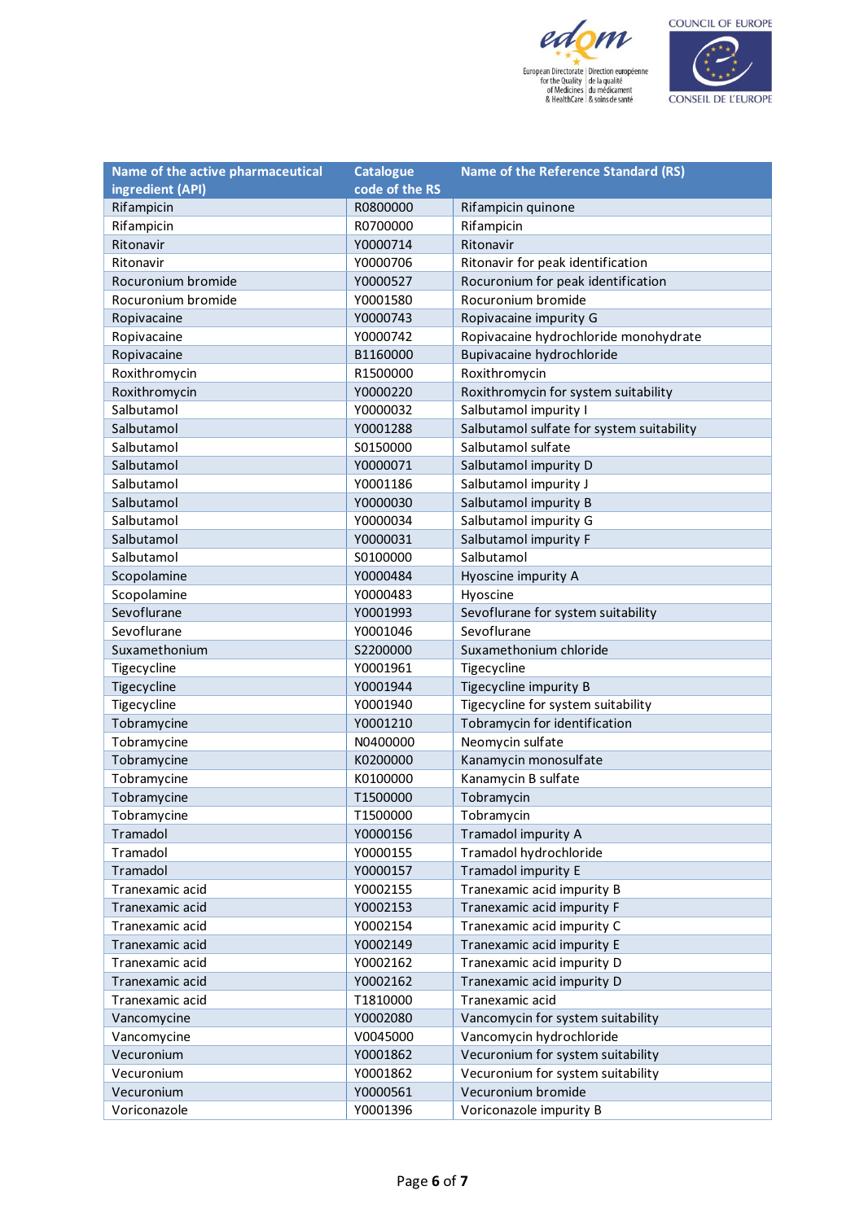| Name of the active pharmaceutical ingredient (API) | Catalogue code of the RS | Name of the Reference Standard (RS) |
|---|---|---|
| Rifampicin | R0800000 | Rifampicin quinone |
| Rifampicin | R0700000 | Rifampicin |
| Ritonavir | Y0000714 | Ritonavir |
| Ritonavir | Y0000706 | Ritonavir for peak identification |
| Rocuronium bromide | Y0000527 | Rocuronium for peak identification |
| Rocuronium bromide | Y0001580 | Rocuronium bromide |
| Ropivacaine | Y0000743 | Ropivacaine impurity G |
| Ropivacaine | Y0000742 | Ropivacaine hydrochloride monohydrate |
| Ropivacaine | B1160000 | Bupivacaine hydrochloride |
| Roxithromycin | R1500000 | Roxithromycin |
| Roxithromycin | Y0000220 | Roxithromycin for system suitability |
| Salbutamol | Y0000032 | Salbutamol impurity I |
| Salbutamol | Y0001288 | Salbutamol sulfate for system suitability |
| Salbutamol | S0150000 | Salbutamol sulfate |
| Salbutamol | Y0000071 | Salbutamol impurity D |
| Salbutamol | Y0001186 | Salbutamol impurity J |
| Salbutamol | Y0000030 | Salbutamol impurity B |
| Salbutamol | Y0000034 | Salbutamol impurity G |
| Salbutamol | Y0000031 | Salbutamol impurity F |
| Salbutamol | S0100000 | Salbutamol |
| Scopolamine | Y0000484 | Hyoscine impurity A |
| Scopolamine | Y0000483 | Hyoscine |
| Sevoflurane | Y0001993 | Sevoflurane for system suitability |
| Sevoflurane | Y0001046 | Sevoflurane |
| Suxamethonium | S2200000 | Suxamethonium chloride |
| Tigecycline | Y0001961 | Tigecycline |
| Tigecycline | Y0001944 | Tigecycline impurity B |
| Tigecycline | Y0001940 | Tigecycline for system suitability |
| Tobramycine | Y0001210 | Tobramycin for identification |
| Tobramycine | N0400000 | Neomycin sulfate |
| Tobramycine | K0200000 | Kanamycin monosulfate |
| Tobramycine | K0100000 | Kanamycin B sulfate |
| Tobramycine | T1500000 | Tobramycin |
| Tobramycine | T1500000 | Tobramycin |
| Tramadol | Y0000156 | Tramadol impurity A |
| Tramadol | Y0000155 | Tramadol hydrochloride |
| Tramadol | Y0000157 | Tramadol impurity E |
| Tranexamic acid | Y0002155 | Tranexamic acid impurity B |
| Tranexamic acid | Y0002153 | Tranexamic acid impurity F |
| Tranexamic acid | Y0002154 | Tranexamic acid impurity C |
| Tranexamic acid | Y0002149 | Tranexamic acid impurity E |
| Tranexamic acid | Y0002162 | Tranexamic acid impurity D |
| Tranexamic acid | Y0002162 | Tranexamic acid impurity D |
| Tranexamic acid | T1810000 | Tranexamic acid |
| Vancomycine | Y0002080 | Vancomycin for system suitability |
| Vancomycine | V0045000 | Vancomycin hydrochloride |
| Vecuronium | Y0001862 | Vecuronium for system suitability |
| Vecuronium | Y0001862 | Vecuronium for system suitability |
| Vecuronium | Y0000561 | Vecuronium bromide |
| Voriconazole | Y0001396 | Voriconazole impurity B |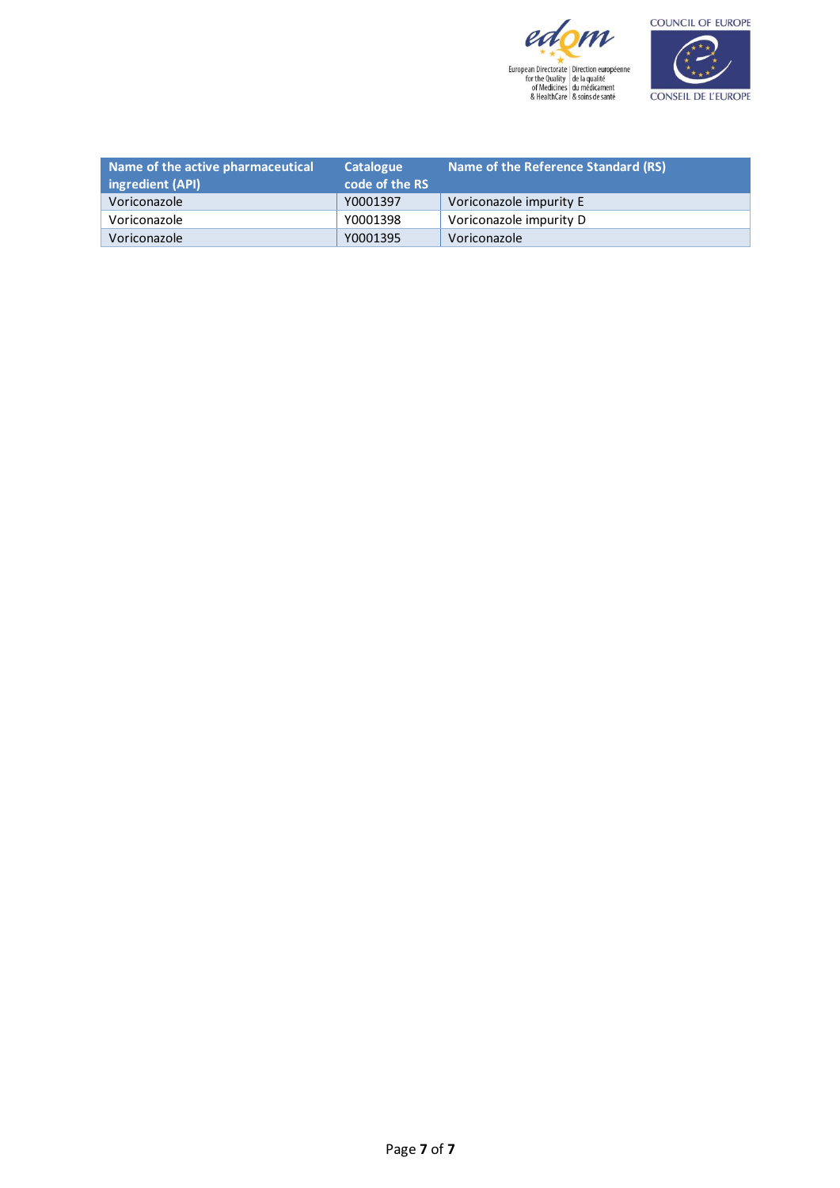| Name of the active pharmaceutical ingredient (API) | Catalogue code of the RS | Name of the Reference Standard (RS) |
|---|---|---|
| Voriconazole | Y0001397 | Voriconazole impurity E |
| Voriconazole | Y0001398 | Voriconazole impurity D |
| Voriconazole | Y0001395 | Voriconazole |